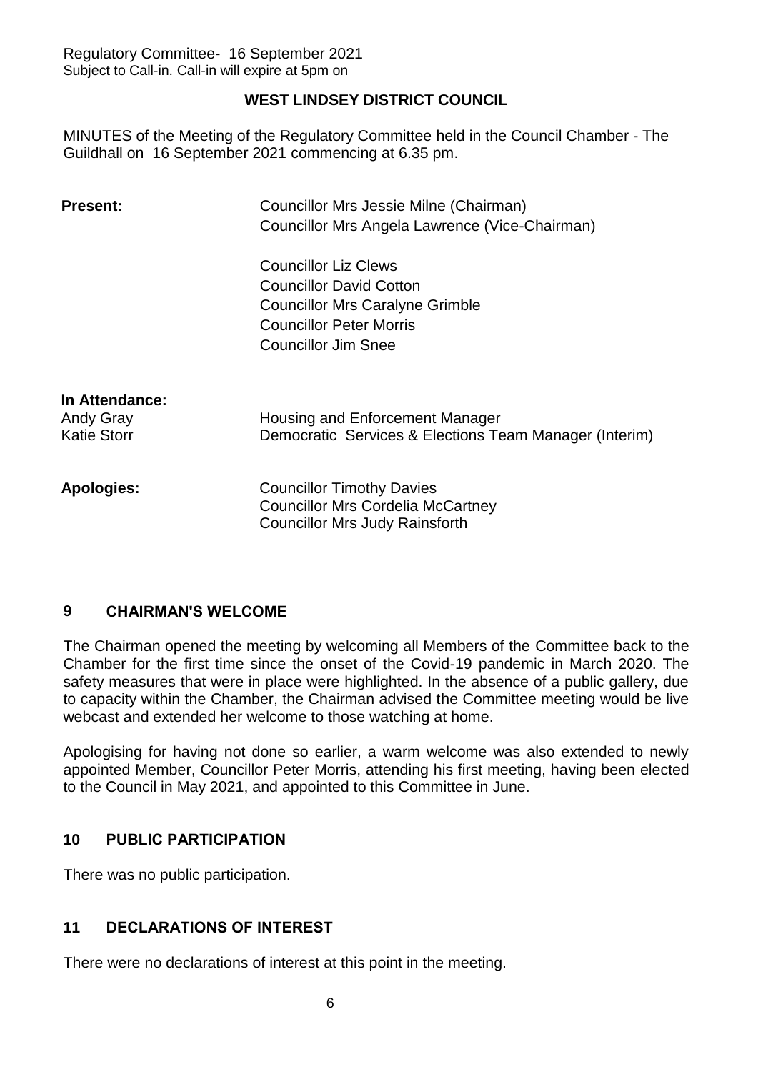Regulatory Committee- 16 September 2021
Subject to Call-in. Call-in will expire at 5pm on

**WEST LINDSEY DISTRICT COUNCIL**

MINUTES of the Meeting of the Regulatory Committee held in the Council Chamber - The Guildhall on 16 September 2021 commencing at 6.35 pm.

**Present:**

Councillor Mrs Jessie Milne (Chairman)
Councillor Mrs Angela Lawrence (Vice-Chairman)

Councillor Liz Clews
Councillor David Cotton
Councillor Mrs Caralyne Grimble
Councillor Peter Morris
Councillor Jim Snee

**In Attendance:**

Andy Gray — Housing and Enforcement Manager
Katie Storr — Democratic Services & Elections Team Manager (Interim)

**Apologies:**

Councillor Timothy Davies
Councillor Mrs Cordelia McCartney
Councillor Mrs Judy Rainsforth

## 9 CHAIRMAN'S WELCOME

The Chairman opened the meeting by welcoming all Members of the Committee back to the Chamber for the first time since the onset of the Covid-19 pandemic in March 2020. The safety measures that were in place were highlighted. In the absence of a public gallery, due to capacity within the Chamber, the Chairman advised the Committee meeting would be live webcast and extended her welcome to those watching at home.

Apologising for having not done so earlier, a warm welcome was also extended to newly appointed Member, Councillor Peter Morris, attending his first meeting, having been elected to the Council in May 2021, and appointed to this Committee in June.

## 10 PUBLIC PARTICIPATION

There was no public participation.

## 11 DECLARATIONS OF INTEREST

There were no declarations of interest at this point in the meeting.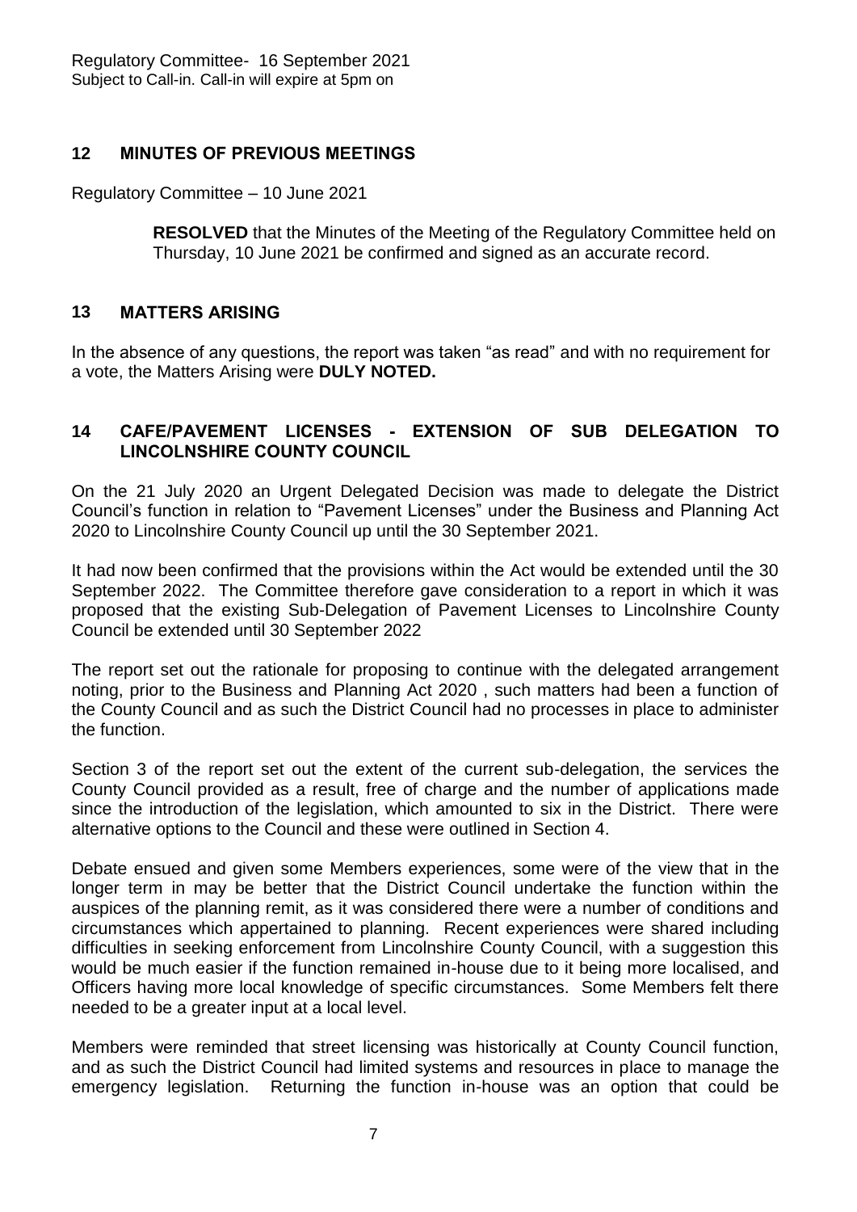## 12 MINUTES OF PREVIOUS MEETINGS

Regulatory Committee – 10 June 2021

> **RESOLVED** that the Minutes of the Meeting of the Regulatory Committee held on Thursday, 10 June 2021 be confirmed and signed as an accurate record.

## 13 MATTERS ARISING

In the absence of any questions, the report was taken "as read" and with no requirement for a vote, the Matters Arising were **DULY NOTED.**

## 14 CAFE/PAVEMENT LICENSES - EXTENSION OF SUB DELEGATION TO LINCOLNSHIRE COUNTY COUNCIL

On the 21 July 2020 an Urgent Delegated Decision was made to delegate the District Council's function in relation to "Pavement Licenses" under the Business and Planning Act 2020 to Lincolnshire County Council up until the 30 September 2021.

It had now been confirmed that the provisions within the Act would be extended until the 30 September 2022. The Committee therefore gave consideration to a report in which it was proposed that the existing Sub-Delegation of Pavement Licenses to Lincolnshire County Council be extended until 30 September 2022

The report set out the rationale for proposing to continue with the delegated arrangement noting, prior to the Business and Planning Act 2020 , such matters had been a function of the County Council and as such the District Council had no processes in place to administer the function.

Section 3 of the report set out the extent of the current sub-delegation, the services the County Council provided as a result, free of charge and the number of applications made since the introduction of the legislation, which amounted to six in the District. There were alternative options to the Council and these were outlined in Section 4.

Debate ensued and given some Members experiences, some were of the view that in the longer term in may be better that the District Council undertake the function within the auspices of the planning remit, as it was considered there were a number of conditions and circumstances which appertained to planning. Recent experiences were shared including difficulties in seeking enforcement from Lincolnshire County Council, with a suggestion this would be much easier if the function remained in-house due to it being more localised, and Officers having more local knowledge of specific circumstances. Some Members felt there needed to be a greater input at a local level.

Members were reminded that street licensing was historically at County Council function, and as such the District Council had limited systems and resources in place to manage the emergency legislation. Returning the function in-house was an option that could be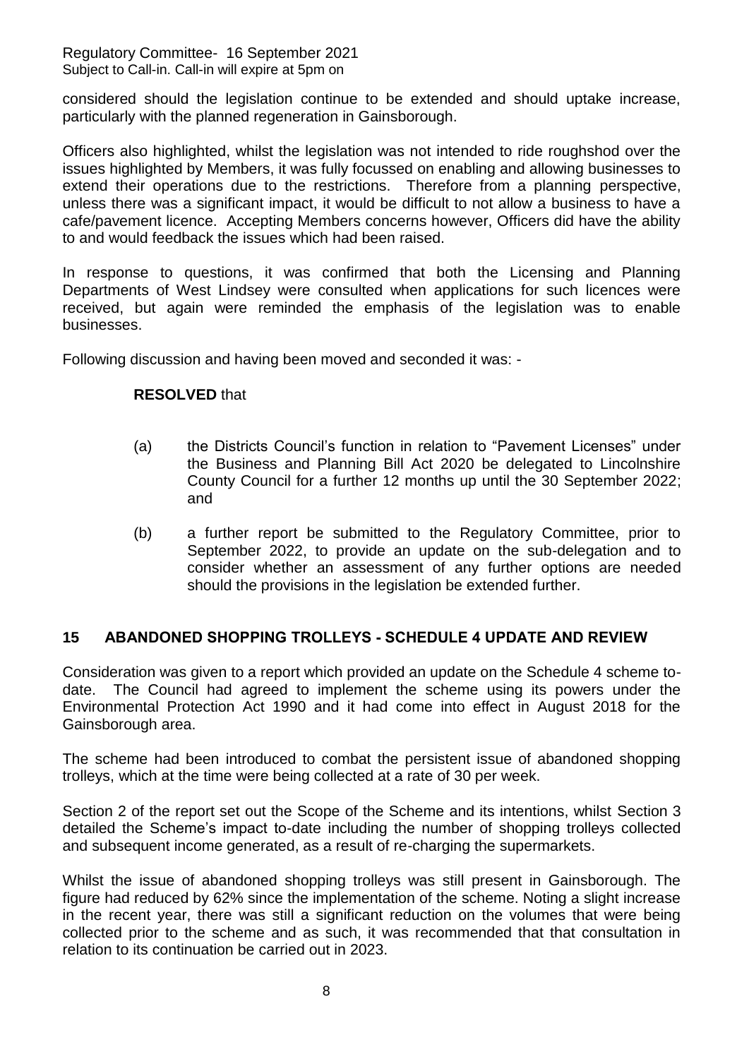considered should the legislation continue to be extended and should uptake increase, particularly with the planned regeneration in Gainsborough.

Officers also highlighted, whilst the legislation was not intended to ride roughshod over the issues highlighted by Members, it was fully focussed on enabling and allowing businesses to extend their operations due to the restrictions. Therefore from a planning perspective, unless there was a significant impact, it would be difficult to not allow a business to have a cafe/pavement licence. Accepting Members concerns however, Officers did have the ability to and would feedback the issues which had been raised.

In response to questions, it was confirmed that both the Licensing and Planning Departments of West Lindsey were consulted when applications for such licences were received, but again were reminded the emphasis of the legislation was to enable businesses.

Following discussion and having been moved and seconded it was: -

**RESOLVED** that

(a) the Districts Council's function in relation to "Pavement Licenses" under the Business and Planning Bill Act 2020 be delegated to Lincolnshire County Council for a further 12 months up until the 30 September 2022; and

(b) a further report be submitted to the Regulatory Committee, prior to September 2022, to provide an update on the sub-delegation and to consider whether an assessment of any further options are needed should the provisions in the legislation be extended further.

## 15 ABANDONED SHOPPING TROLLEYS - SCHEDULE 4 UPDATE AND REVIEW

Consideration was given to a report which provided an update on the Schedule 4 scheme to-date. The Council had agreed to implement the scheme using its powers under the Environmental Protection Act 1990 and it had come into effect in August 2018 for the Gainsborough area.

The scheme had been introduced to combat the persistent issue of abandoned shopping trolleys, which at the time were being collected at a rate of 30 per week.

Section 2 of the report set out the Scope of the Scheme and its intentions, whilst Section 3 detailed the Scheme's impact to-date including the number of shopping trolleys collected and subsequent income generated, as a result of re-charging the supermarkets.

Whilst the issue of abandoned shopping trolleys was still present in Gainsborough. The figure had reduced by 62% since the implementation of the scheme. Noting a slight increase in the recent year, there was still a significant reduction on the volumes that were being collected prior to the scheme and as such, it was recommended that that consultation in relation to its continuation be carried out in 2023.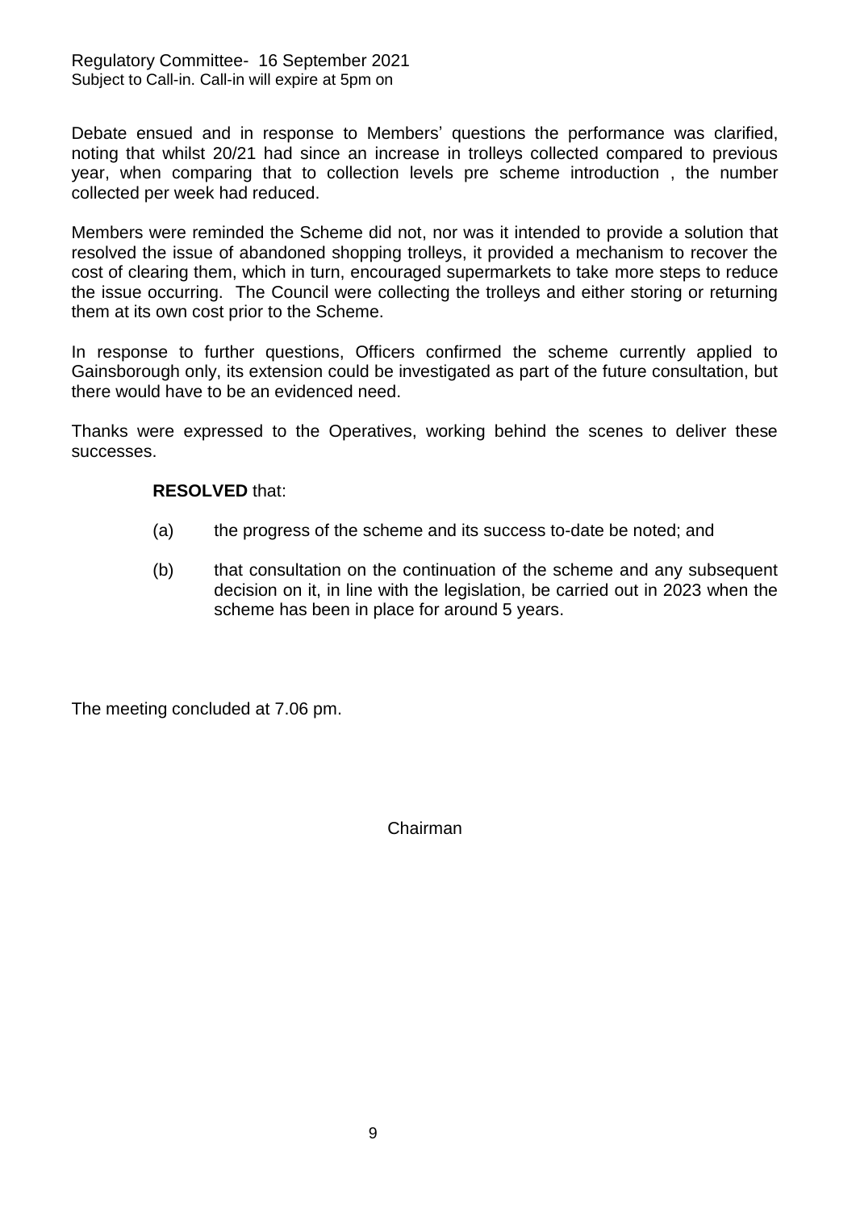Debate ensued and in response to Members' questions the performance was clarified, noting that whilst 20/21 had since an increase in trolleys collected compared to previous year, when comparing that to collection levels pre scheme introduction , the number collected per week had reduced.

Members were reminded the Scheme did not, nor was it intended to provide a solution that resolved the issue of abandoned shopping trolleys, it provided a mechanism to recover the cost of clearing them, which in turn, encouraged supermarkets to take more steps to reduce the issue occurring. The Council were collecting the trolleys and either storing or returning them at its own cost prior to the Scheme.

In response to further questions, Officers confirmed the scheme currently applied to Gainsborough only, its extension could be investigated as part of the future consultation, but there would have to be an evidenced need.

Thanks were expressed to the Operatives, working behind the scenes to deliver these successes.

**RESOLVED** that:

(a) the progress of the scheme and its success to-date be noted; and

(b) that consultation on the continuation of the scheme and any subsequent decision on it, in line with the legislation, be carried out in 2023 when the scheme has been in place for around 5 years.

The meeting concluded at 7.06 pm.

Chairman